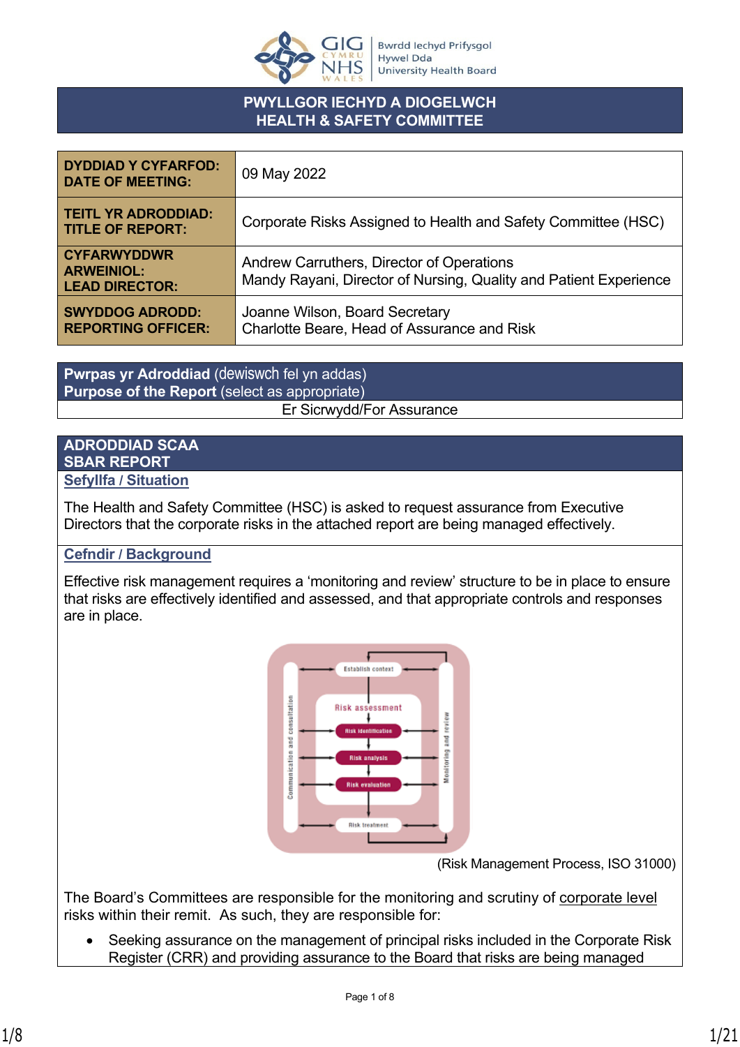**PWYLLGOR IECHYD A DIOGELWCH**
**HEALTH & SAFETY COMMITTEE**

| | |
|---|---|
| **DYDDIAD Y CYFARFOD: DATE OF MEETING:** | 09 May 2022 |
| **TEITL YR ADRODDIAD: TITLE OF REPORT:** | Corporate Risks Assigned to Health and Safety Committee (HSC) |
| **CYFARWYDDWR ARWEINIOL: LEAD DIRECTOR:** | Andrew Carruthers, Director of Operations<br>Mandy Rayani, Director of Nursing, Quality and Patient Experience |
| **SWYDDOG ADRODD: REPORTING OFFICER:** | Joanne Wilson, Board Secretary<br>Charlotte Beare, Head of Assurance and Risk |

**Pwrpas yr Adroddiad** (dewiswch fel yn addas)
**Purpose of the Report** (select as appropriate)

Er Sicrwydd/For Assurance

## ADRODDIAD SCAA
## SBAR REPORT

### Sefyllfa / Situation

The Health and Safety Committee (HSC) is asked to request assurance from Executive Directors that the corporate risks in the attached report are being managed effectively.

### Cefndir / Background

Effective risk management requires a 'monitoring and review' structure to be in place to ensure that risks are effectively identified and assessed, and that appropriate controls and responses are in place.

(Risk Management Process, ISO 31000)

The Board's Committees are responsible for the monitoring and scrutiny of corporate level risks within their remit. As such, they are responsible for:

- Seeking assurance on the management of principal risks included in the Corporate Risk Register (CRR) and providing assurance to the Board that risks are being managed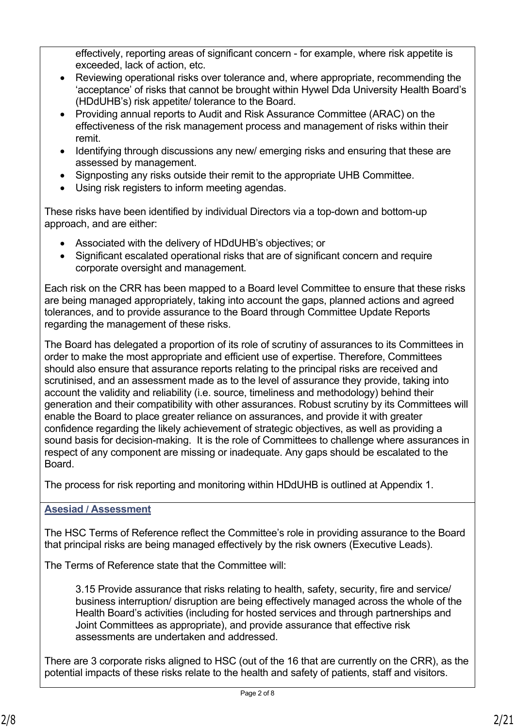effectively, reporting areas of significant concern - for example, where risk appetite is exceeded, lack of action, etc.

- Reviewing operational risks over tolerance and, where appropriate, recommending the 'acceptance' of risks that cannot be brought within Hywel Dda University Health Board's (HDdUHB's) risk appetite/ tolerance to the Board.
- Providing annual reports to Audit and Risk Assurance Committee (ARAC) on the effectiveness of the risk management process and management of risks within their remit.
- Identifying through discussions any new/ emerging risks and ensuring that these are assessed by management.
- Signposting any risks outside their remit to the appropriate UHB Committee.
- Using risk registers to inform meeting agendas.

These risks have been identified by individual Directors via a top-down and bottom-up approach, and are either:

- Associated with the delivery of HDdUHB's objectives; or
- Significant escalated operational risks that are of significant concern and require corporate oversight and management.

Each risk on the CRR has been mapped to a Board level Committee to ensure that these risks are being managed appropriately, taking into account the gaps, planned actions and agreed tolerances, and to provide assurance to the Board through Committee Update Reports regarding the management of these risks.

The Board has delegated a proportion of its role of scrutiny of assurances to its Committees in order to make the most appropriate and efficient use of expertise. Therefore, Committees should also ensure that assurance reports relating to the principal risks are received and scrutinised, and an assessment made as to the level of assurance they provide, taking into account the validity and reliability (i.e. source, timeliness and methodology) behind their generation and their compatibility with other assurances. Robust scrutiny by its Committees will enable the Board to place greater reliance on assurances, and provide it with greater confidence regarding the likely achievement of strategic objectives, as well as providing a sound basis for decision-making. It is the role of Committees to challenge where assurances in respect of any component are missing or inadequate. Any gaps should be escalated to the Board.

The process for risk reporting and monitoring within HDdUHB is outlined at Appendix 1.

## Asesiad / Assessment

The HSC Terms of Reference reflect the Committee's role in providing assurance to the Board that principal risks are being managed effectively by the risk owners (Executive Leads).

The Terms of Reference state that the Committee will:

> 3.15 Provide assurance that risks relating to health, safety, security, fire and service/ business interruption/ disruption are being effectively managed across the whole of the Health Board's activities (including for hosted services and through partnerships and Joint Committees as appropriate), and provide assurance that effective risk assessments are undertaken and addressed.

There are 3 corporate risks aligned to HSC (out of the 16 that are currently on the CRR), as the potential impacts of these risks relate to the health and safety of patients, staff and visitors.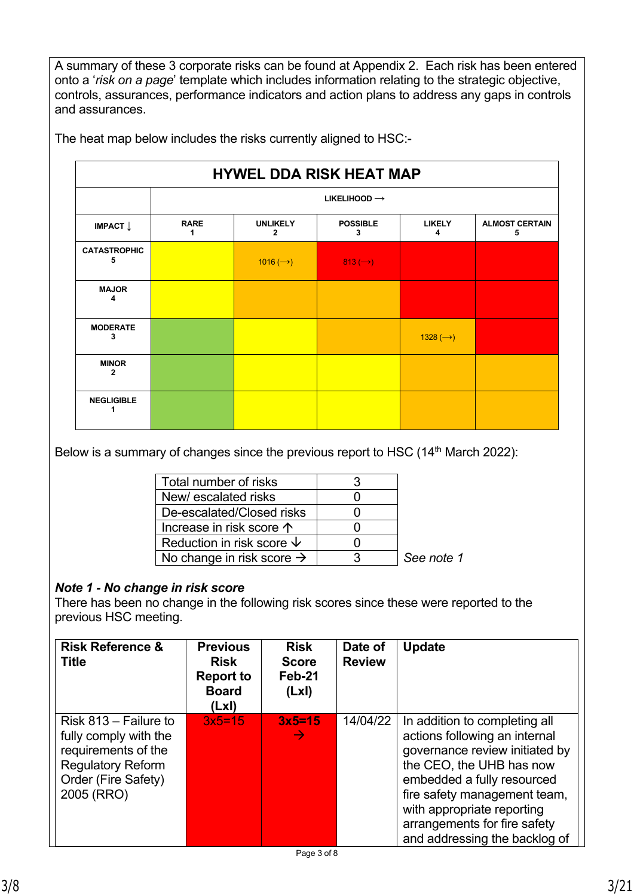A summary of these 3 corporate risks can be found at Appendix 2. Each risk has been entered onto a '*risk on a page*' template which includes information relating to the strategic objective, controls, assurances, performance indicators and action plans to address any gaps in controls and assurances.

The heat map below includes the risks currently aligned to HSC:-

| HYWEL DDA RISK HEAT MAP | | | | | |
|---|---|---|---|---|---|
| | LIKELIHOOD → | | | | |
| IMPACT ↓ | RARE 1 | UNLIKELY 2 | POSSIBLE 3 | LIKELY 4 | ALMOST CERTAIN 5 |
| CATASTROPHIC 5 | | 1016 (⟶) | 813 (⟶) | | |
| MAJOR 4 | | | | | |
| MODERATE 3 | | | | 1328 (⟶) | |
| MINOR 2 | | | | | |
| NEGLIGIBLE 1 | | | | | |

Below is a summary of changes since the previous report to HSC (14th March 2022):

| | | |
|---|---|---|
| Total number of risks | 3 | |
| New/ escalated risks | 0 | |
| De-escalated/Closed risks | 0 | |
| Increase in risk score ↑ | 0 | |
| Reduction in risk score ↓ | 0 | |
| No change in risk score → | 3 | *See note 1* |

***Note 1 - No change in risk score***

There has been no change in the following risk scores since these were reported to the previous HSC meeting.

| Risk Reference & Title | Previous Risk Report to Board (LxI) | Risk Score Feb-21 (LxI) | Date of Review | Update |
|---|---|---|---|---|
| Risk 813 – Failure to fully comply with the requirements of the Regulatory Reform Order (Fire Safety) 2005 (RRO) | 3x5=15 | **3x5=15** → | 14/04/22 | In addition to completing all actions following an internal governance review initiated by the CEO, the UHB has now embedded a fully resourced fire safety management team, with appropriate reporting arrangements for fire safety and addressing the backlog of |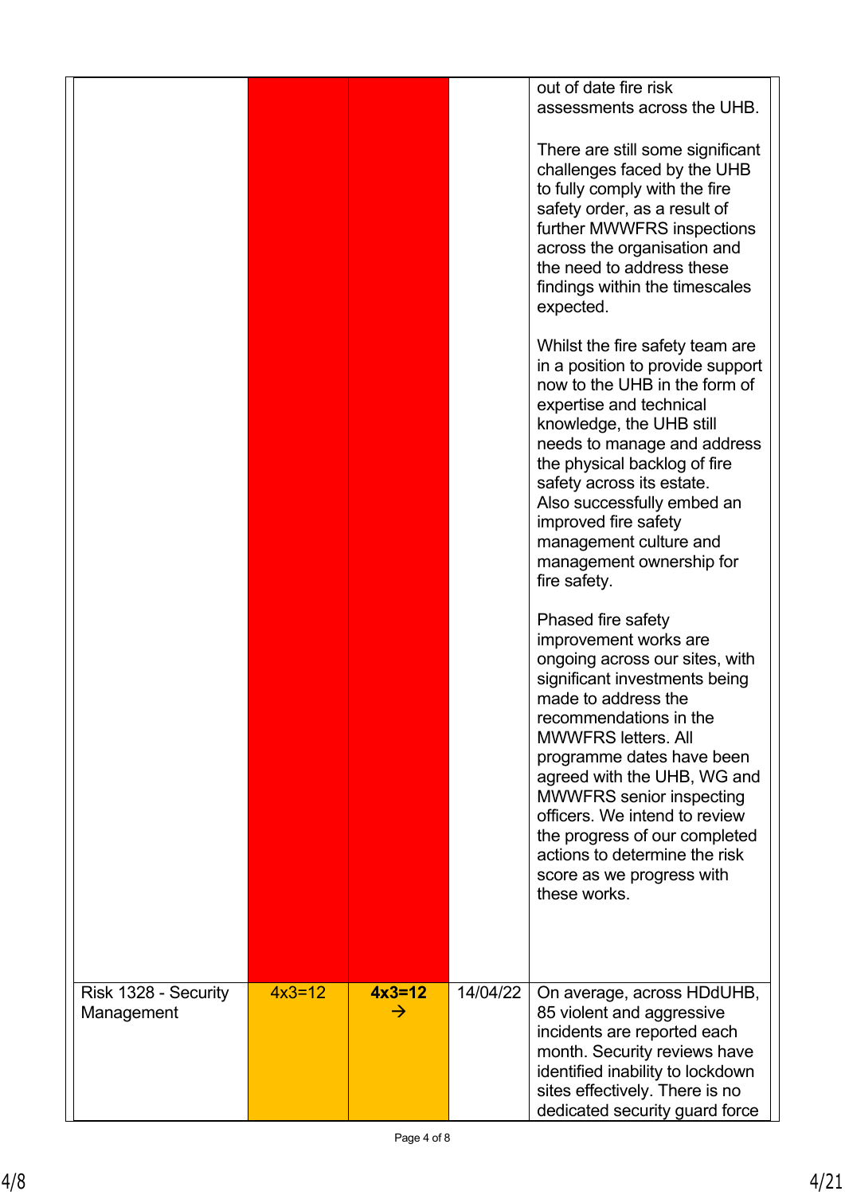| | | | | |
|---|---|---|---|---|
| | | | | out of date fire risk assessments across the UHB.<br><br>There are still some significant challenges faced by the UHB to fully comply with the fire safety order, as a result of further MWWFRS inspections across the organisation and the need to address these findings within the timescales expected.<br><br>Whilst the fire safety team are in a position to provide support now to the UHB in the form of expertise and technical knowledge, the UHB still needs to manage and address the physical backlog of fire safety across its estate.<br>Also successfully embed an improved fire safety management culture and management ownership for fire safety.<br><br>Phased fire safety improvement works are ongoing across our sites, with significant investments being made to address the recommendations in the MWWFRS letters. All programme dates have been agreed with the UHB, WG and MWWFRS senior inspecting officers. We intend to review the progress of our completed actions to determine the risk score as we progress with these works. |
| Risk 1328 - Security Management | 4x3=12 | **4x3=12** → | 14/04/22 | On average, across HDdUHB, 85 violent and aggressive incidents are reported each month. Security reviews have identified inability to lockdown sites effectively. There is no dedicated security guard force |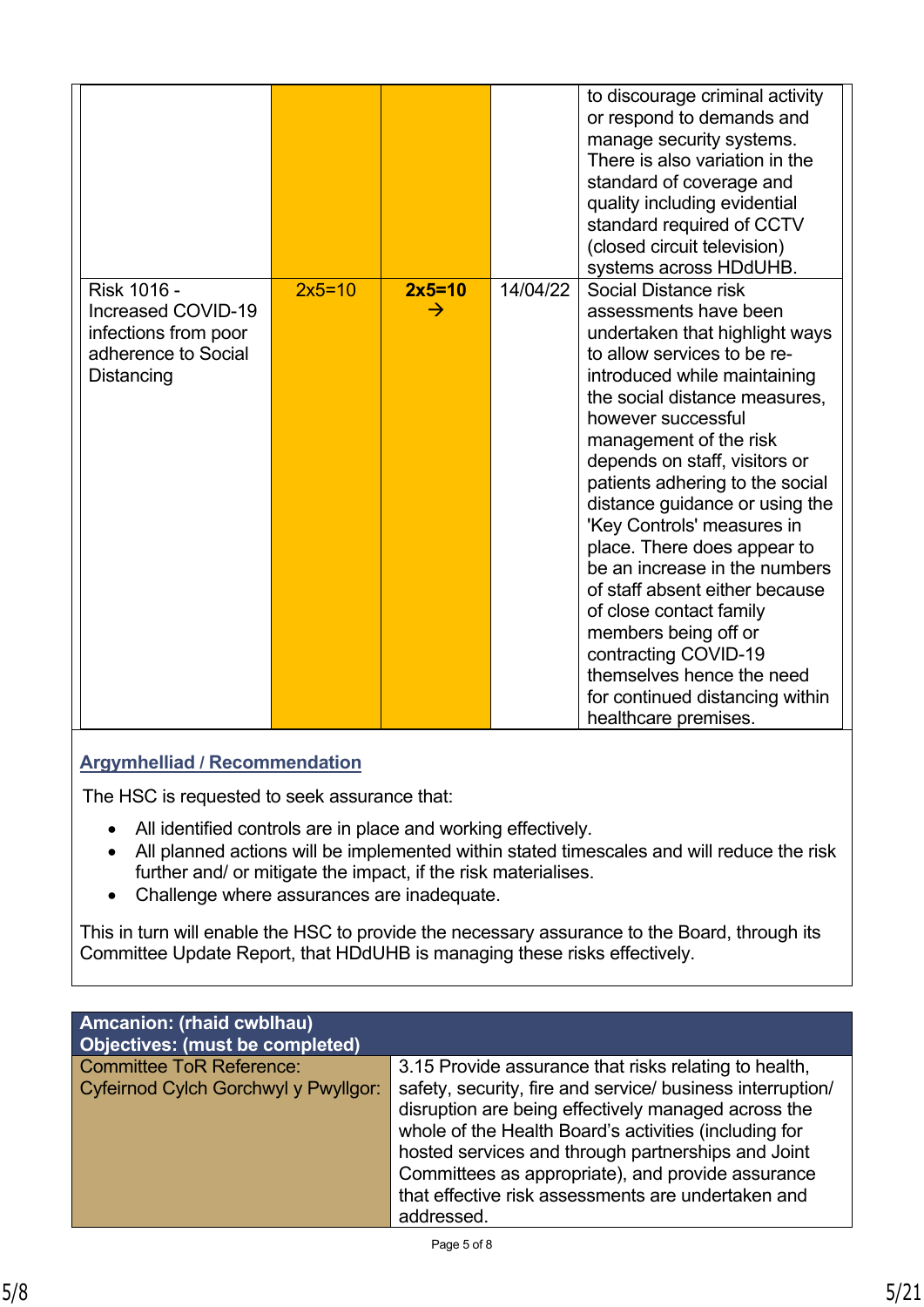| | | | | |
|---|---|---|---|---|
| | | | | to discourage criminal activity or respond to demands and manage security systems. There is also variation in the standard of coverage and quality including evidential standard required of CCTV (closed circuit television) systems across HDdUHB. |
| Risk 1016 - Increased COVID-19 infections from poor adherence to Social Distancing | 2x5=10 | **2x5=10** → | 14/04/22 | Social Distance risk assessments have been undertaken that highlight ways to allow services to be re-introduced while maintaining the social distance measures, however successful management of the risk depends on staff, visitors or patients adhering to the social distance guidance or using the 'Key Controls' measures in place. There does appear to be an increase in the numbers of staff absent either because of close contact family members being off or contracting COVID-19 themselves hence the need for continued distancing within healthcare premises. |

**Argymhelliad / Recommendation**

The HSC is requested to seek assurance that:

- All identified controls are in place and working effectively.
- All planned actions will be implemented within stated timescales and will reduce the risk further and/ or mitigate the impact, if the risk materialises.
- Challenge where assurances are inadequate.

This in turn will enable the HSC to provide the necessary assurance to the Board, through its Committee Update Report, that HDdUHB is managing these risks effectively.

| **Amcanion: (rhaid cwblhau)**<br>**Objectives: (must be completed)** | |
|---|---|
| Committee ToR Reference:<br>Cyfeirnod Cylch Gorchwyl y Pwyllgor: | 3.15 Provide assurance that risks relating to health, safety, security, fire and service/ business interruption/ disruption are being effectively managed across the whole of the Health Board's activities (including for hosted services and through partnerships and Joint Committees as appropriate), and provide assurance that effective risk assessments are undertaken and addressed. |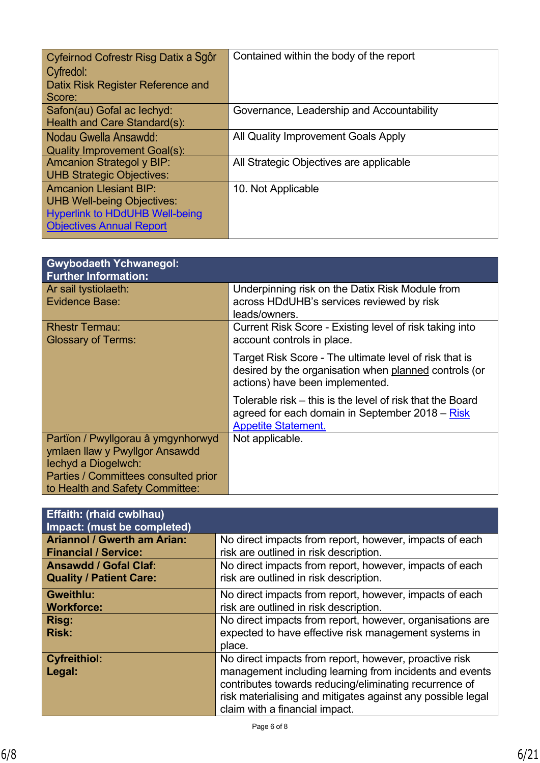| | |
|---|---|
| Cyfeirnod Cofrestr Risg Datix a Sgôr Cyfredol:<br>Datix Risk Register Reference and Score: | Contained within the body of the report |
| Safon(au) Gofal ac Iechyd:<br>Health and Care Standard(s): | Governance, Leadership and Accountability |
| Nodau Gwella Ansawdd:<br>Quality Improvement Goal(s): | All Quality Improvement Goals Apply |
| Amcanion Strategol y BIP:<br>UHB Strategic Objectives: | All Strategic Objectives are applicable |
| Amcanion Llesiant BIP:<br>UHB Well-being Objectives:<br>Hyperlink to HDdUHB Well-being Objectives Annual Report | 10. Not Applicable |

| **Gwybodaeth Ychwanegol:<br>Further Information:** | |
|---|---|
| Ar sail tystiolaeth:<br>Evidence Base: | Underpinning risk on the Datix Risk Module from across HDdUHB's services reviewed by risk leads/owners. |
| Rhestr Termau:<br>Glossary of Terms: | Current Risk Score - Existing level of risk taking into account controls in place.<br><br>Target Risk Score - The ultimate level of risk that is desired by the organisation when planned controls (or actions) have been implemented.<br><br>Tolerable risk – this is the level of risk that the Board agreed for each domain in September 2018 – Risk Appetite Statement. |
| Partïon / Pwyllgorau â ymgynhorwyd ymlaen llaw y Pwyllgor Ansawdd Iechyd a Diogelwch:<br>Parties / Committees consulted prior to Health and Safety Committee: | Not applicable. |

| **Effaith: (rhaid cwblhau)<br>Impact: (must be completed)** | |
|---|---|
| **Ariannol / Gwerth am Arian:<br>Financial / Service:** | No direct impacts from report, however, impacts of each risk are outlined in risk description. |
| **Ansawdd / Gofal Claf:<br>Quality / Patient Care:** | No direct impacts from report, however, impacts of each risk are outlined in risk description. |
| **Gweithlu:<br>Workforce:** | No direct impacts from report, however, impacts of each risk are outlined in risk description. |
| **Risg:<br>Risk:** | No direct impacts from report, however, organisations are expected to have effective risk management systems in place. |
| **Cyfreithiol:<br>Legal:** | No direct impacts from report, however, proactive risk management including learning from incidents and events contributes towards reducing/eliminating recurrence of risk materialising and mitigates against any possible legal claim with a financial impact. |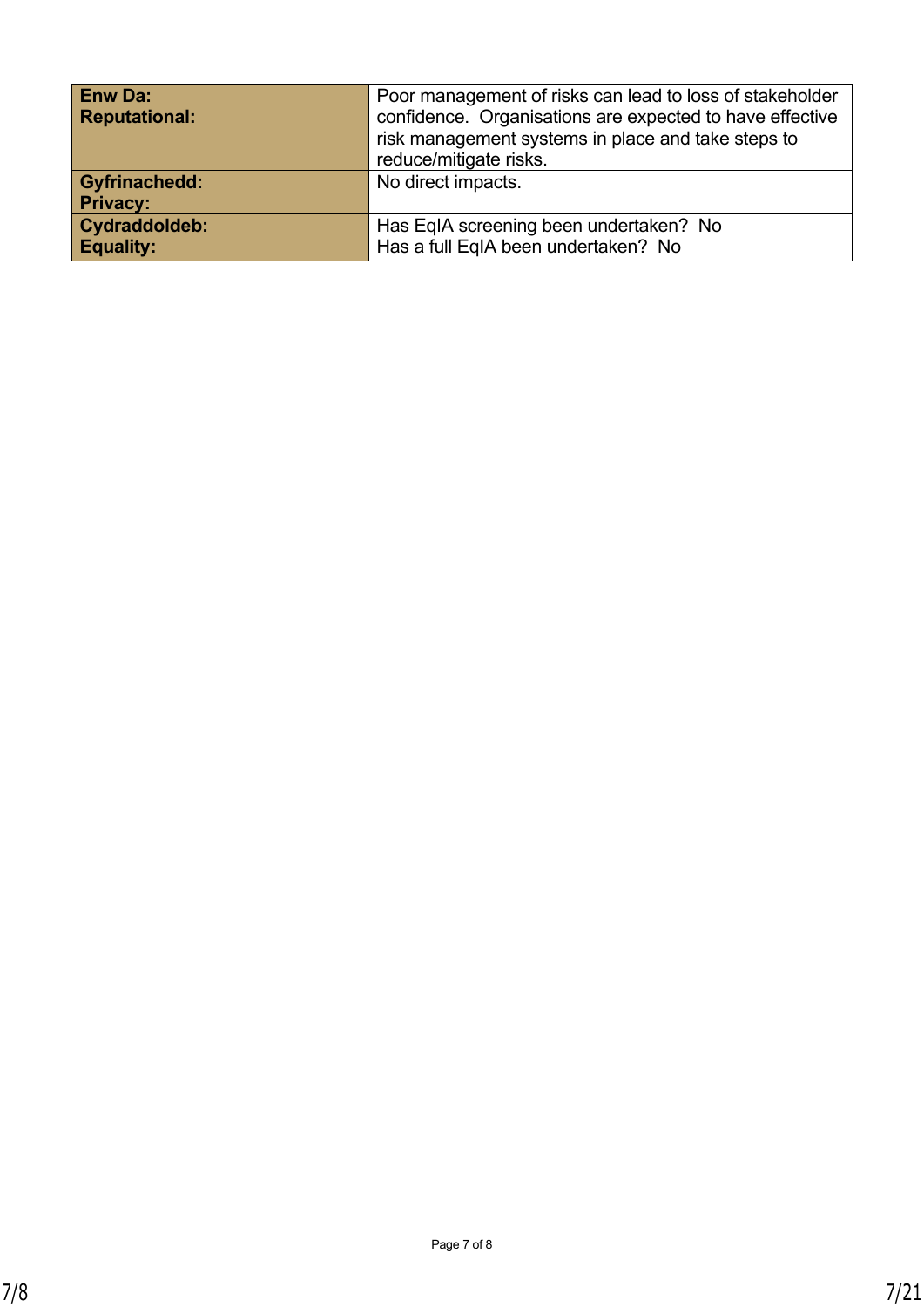| **Enw Da:**<br>**Reputational:** | Poor management of risks can lead to loss of stakeholder confidence.  Organisations are expected to have effective risk management systems in place and take steps to reduce/mitigate risks. |
|---|---|
| **Gyfrinachedd:**<br>**Privacy:** | No direct impacts. |
| **Cydraddoldeb:**<br>**Equality:** | Has EqIA screening been undertaken?  No<br>Has a full EqIA been undertaken?  No |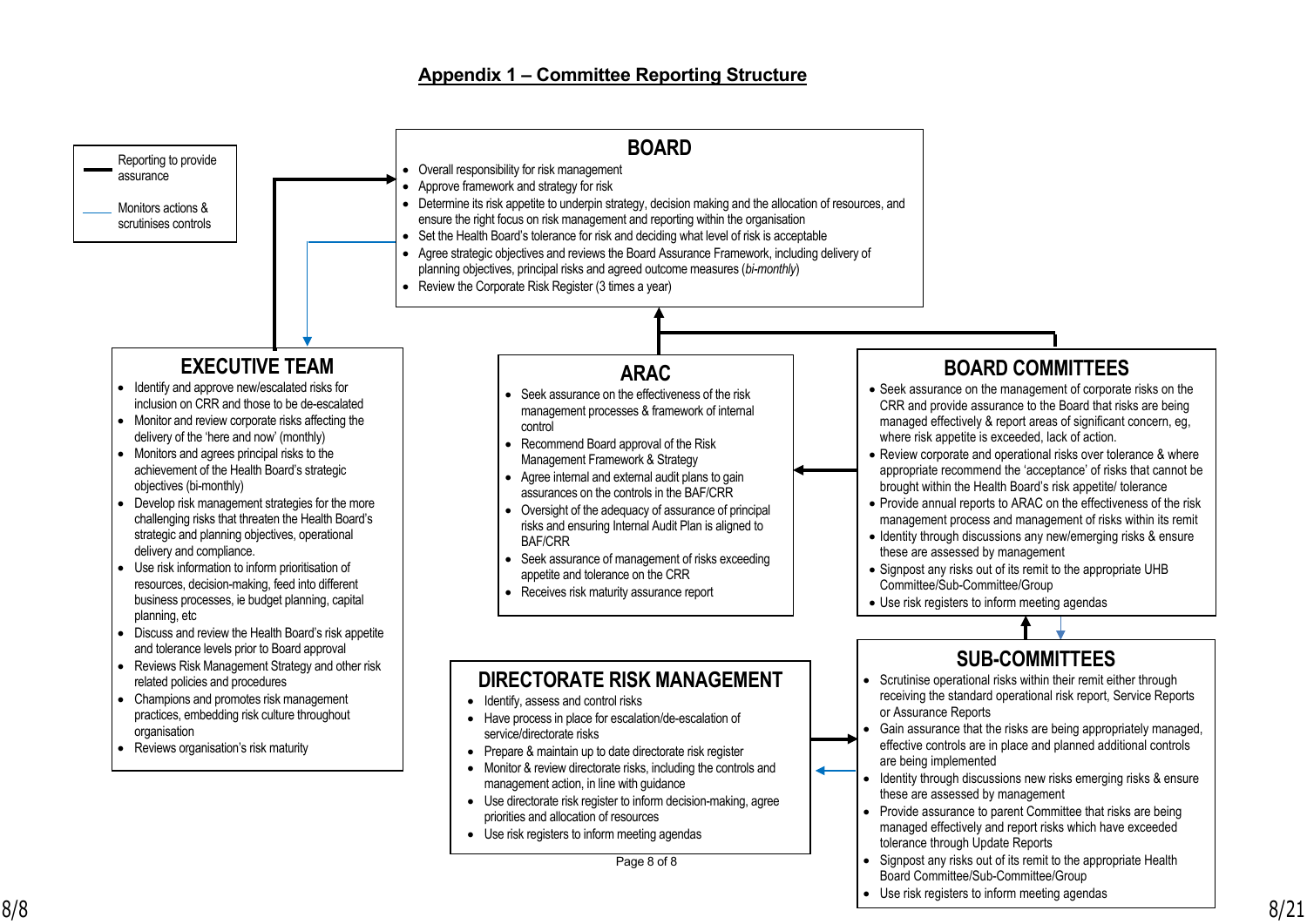## Appendix 1 – Committee Reporting Structure

**Key:**
- Reporting to provide assurance (thick black line)
- Monitors actions & scrutinises controls (thin blue line)

### BOARD

- Overall responsibility for risk management
- Approve framework and strategy for risk
- Determine its risk appetite to underpin strategy, decision making and the allocation of resources, and ensure the right focus on risk management and reporting within the organisation
- Set the Health Board's tolerance for risk and deciding what level of risk is acceptable
- Agree strategic objectives and reviews the Board Assurance Framework, including delivery of planning objectives, principal risks and agreed outcome measures (*bi-monthly*)
- Review the Corporate Risk Register (3 times a year)

### EXECUTIVE TEAM

- Identify and approve new/escalated risks for inclusion on CRR and those to be de-escalated
- Monitor and review corporate risks affecting the delivery of the 'here and now' (monthly)
- Monitors and agrees principal risks to the achievement of the Health Board's strategic objectives (bi-monthly)
- Develop risk management strategies for the more challenging risks that threaten the Health Board's strategic and planning objectives, operational delivery and compliance.
- Use risk information to inform prioritisation of resources, decision-making, feed into different business processes, ie budget planning, capital planning, etc
- Discuss and review the Health Board's risk appetite and tolerance levels prior to Board approval
- Reviews Risk Management Strategy and other risk related policies and procedures
- Champions and promotes risk management practices, embedding risk culture throughout organisation
- Reviews organisation's risk maturity

### ARAC

- Seek assurance on the effectiveness of the risk management processes & framework of internal control
- Recommend Board approval of the Risk Management Framework & Strategy
- Agree internal and external audit plans to gain assurances on the controls in the BAF/CRR
- Oversight of the adequacy of assurance of principal risks and ensuring Internal Audit Plan is aligned to BAF/CRR
- Seek assurance of management of risks exceeding appetite and tolerance on the CRR
- Receives risk maturity assurance report

### BOARD COMMITTEES

- Seek assurance on the management of corporate risks on the CRR and provide assurance to the Board that risks are being managed effectively & report areas of significant concern, eg, where risk appetite is exceeded, lack of action.
- Review corporate and operational risks over tolerance & where appropriate recommend the 'acceptance' of risks that cannot be brought within the Health Board's risk appetite/ tolerance
- Provide annual reports to ARAC on the effectiveness of the risk management process and management of risks within its remit
- Identity through discussions any new/emerging risks & ensure these are assessed by management
- Signpost any risks out of its remit to the appropriate UHB Committee/Sub-Committee/Group
- Use risk registers to inform meeting agendas

### DIRECTORATE RISK MANAGEMENT

- Identify, assess and control risks
- Have process in place for escalation/de-escalation of service/directorate risks
- Prepare & maintain up to date directorate risk register
- Monitor & review directorate risks, including the controls and management action, in line with guidance
- Use directorate risk register to inform decision-making, agree priorities and allocation of resources
- Use risk registers to inform meeting agendas

### SUB-COMMITTEES

- Scrutinise operational risks within their remit either through receiving the standard operational risk report, Service Reports or Assurance Reports
- Gain assurance that the risks are being appropriately managed, effective controls are in place and planned additional controls are being implemented
- Identity through discussions new risks emerging risks & ensure these are assessed by management
- Provide assurance to parent Committee that risks are being managed effectively and report risks which have exceeded tolerance through Update Reports
- Signpost any risks out of its remit to the appropriate Health Board Committee/Sub-Committee/Group
- Use risk registers to inform meeting agendas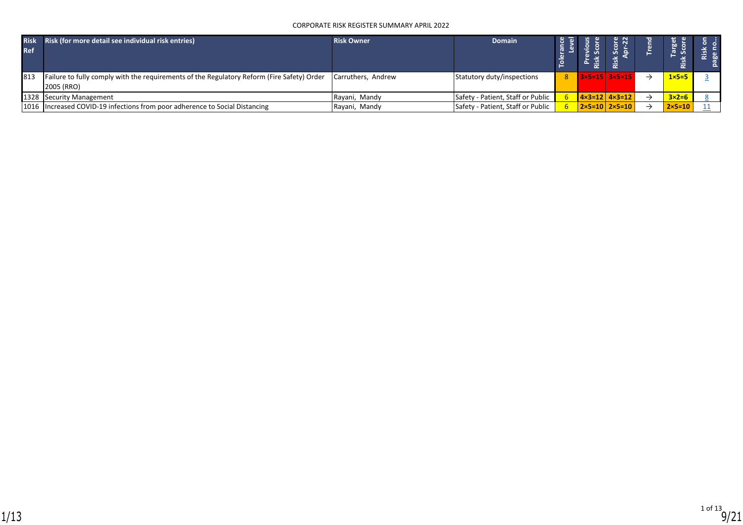CORPORATE RISK REGISTER SUMMARY APRIL 2022

| Risk Ref | Risk (for more detail see individual risk entries) | Risk Owner | Domain | Tolerance Level | Previous Risk Score | Risk Score Apr-22 | Trend | Target Risk Score | Risk on page no… |
|---|---|---|---|---|---|---|---|---|---|
| 813 | Failure to fully comply with the requirements of the Regulatory Reform (Fire Safety) Order 2005 (RRO) | Carruthers, Andrew | Statutory duty/inspections | 8 | 3×5=15 | 3×5=15 | → | 1×5=5 | 3 |
| 1328 | Security Management | Rayani, Mandy | Safety - Patient, Staff or Public | 6 | 4×3=12 | 4×3=12 | → | 3×2=6 | 8 |
| 1016 | Increased COVID-19 infections from poor adherence to Social Distancing | Rayani, Mandy | Safety - Patient, Staff or Public | 6 | 2×5=10 | 2×5=10 | → | 2×5=10 | 11 |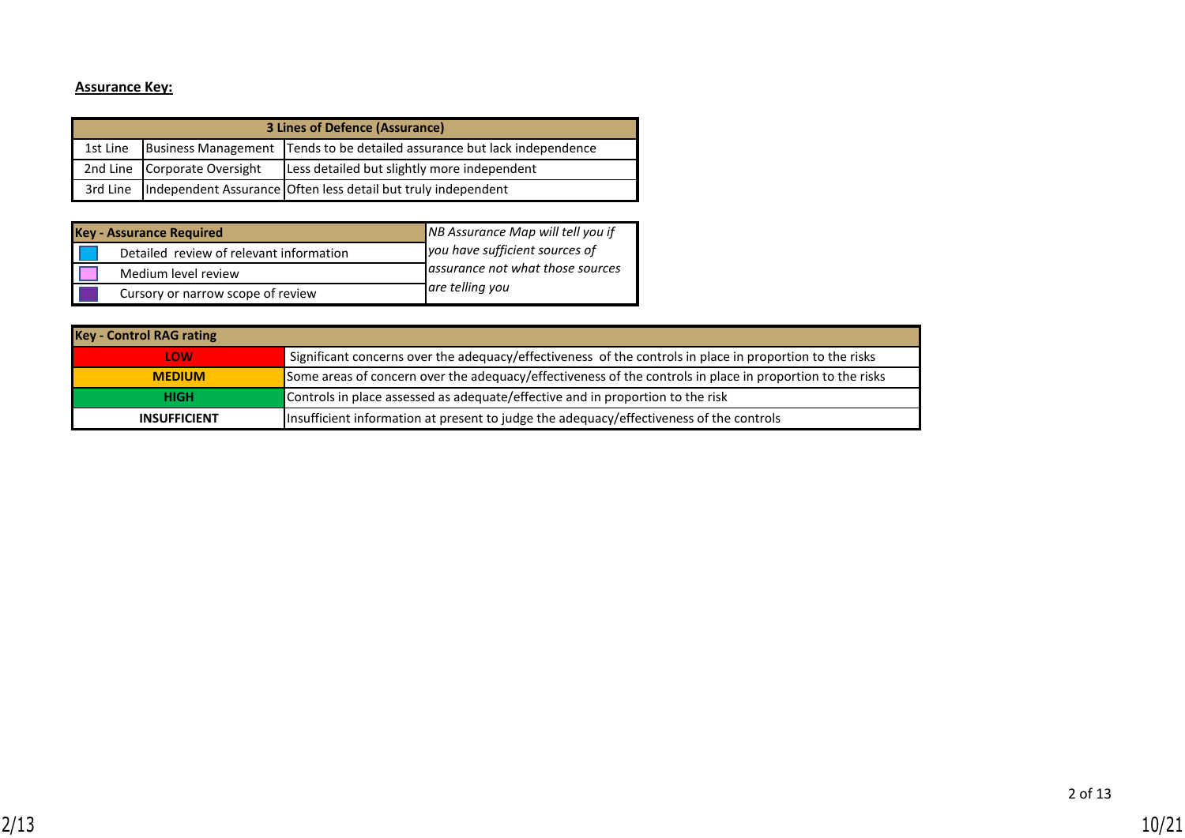**Assurance Key:**

| 3 Lines of Defence (Assurance) | | |
|---|---|---|
| 1st Line | Business Management | Tends to be detailed assurance but lack independence |
| 2nd Line | Corporate Oversight | Less detailed but slightly more independent |
| 3rd Line | Independent Assurance | Often less detail but truly independent |

| Key - Assurance Required | | *NB Assurance Map will tell you if you have sufficient sources of assurance not what those sources are telling you* |
|---|---|---|
| (blue) | Detailed review of relevant information | |
| (pink) | Medium level review | |
| (purple) | Cursory or narrow scope of review | |

| Key - Control RAG rating | |
|---|---|
| **LOW** | Significant concerns over the adequacy/effectiveness of the controls in place in proportion to the risks |
| **MEDIUM** | Some areas of concern over the adequacy/effectiveness of the controls in place in proportion to the risks |
| **HIGH** | Controls in place assessed as adequate/effective and in proportion to the risk |
| **INSUFFICIENT** | Insufficient information at present to judge the adequacy/effectiveness of the controls |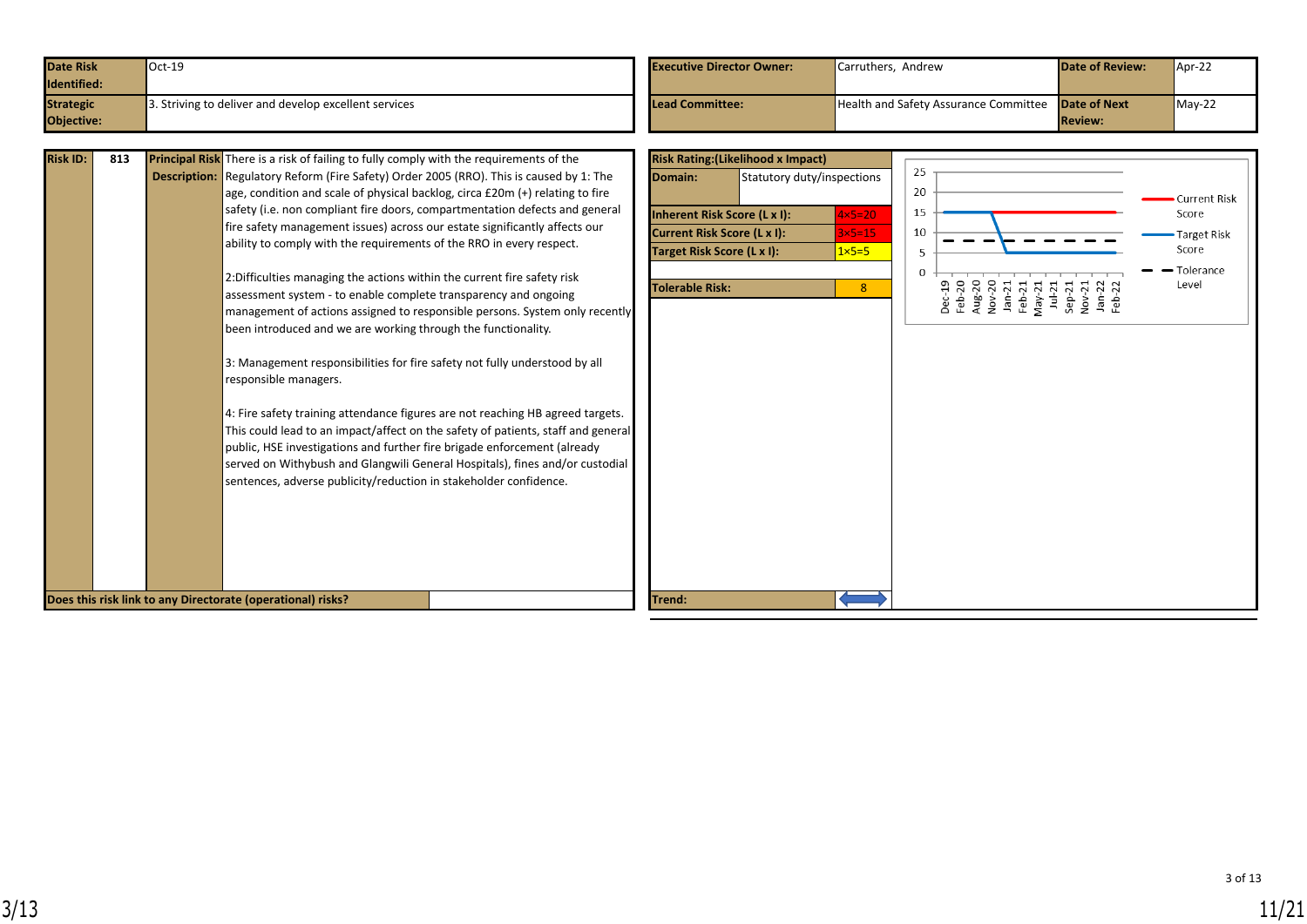| Date Risk Identified: | Oct-19 | Executive Director Owner: | Carruthers, Andrew | Date of Review: | Apr-22 |
|---|---|---|---|---|---|
| Strategic Objective: | 3. Striving to deliver and develop excellent services | Lead Committee: | Health and Safety Assurance Committee | Date of Next Review: | May-22 |

| Risk ID: | 813 |
|---|---|

**Principal Risk Description:**

There is a risk of failing to fully comply with the requirements of the Regulatory Reform (Fire Safety) Order 2005 (RRO). This is caused by 1: The age, condition and scale of physical backlog, circa £20m (+) relating to fire safety (i.e. non compliant fire doors, compartmentation defects and general fire safety management issues) across our estate significantly affects our ability to comply with the requirements of the RRO in every respect.

2:Difficulties managing the actions within the current fire safety risk assessment system - to enable complete transparency and ongoing management of actions assigned to responsible persons. System only recently been introduced and we are working through the functionality.

3: Management responsibilities for fire safety not fully understood by all responsible managers.

4: Fire safety training attendance figures are not reaching HB agreed targets. This could lead to an impact/affect on the safety of patients, staff and general public, HSE investigations and further fire brigade enforcement (already served on Withybush and Glangwili General Hospitals), fines and/or custodial sentences, adverse publicity/reduction in stakeholder confidence.

**Does this risk link to any Directorate (operational) risks?**

| Risk Rating:(Likelihood x Impact) | |
|---|---|
| Domain: | Statutory duty/inspections |
| Inherent Risk Score (L x I): | 4×5=20 |
| Current Risk Score (L x I): | 3×5=15 |
| Target Risk Score (L x I): | 1×5=5 |
| Tolerable Risk: | 8 |
| Trend: | ↔ |

Chart legend: Current Risk Score; Target Risk Score; Tolerance Level. X-axis: Dec-19, Feb-20, Aug-20, Nov-20, Jan-21, Feb-21, May-21, Jul-21, Sep-21, Nov-21, Jan-22, Feb-22. Y-axis: 0, 5, 10, 15, 20, 25.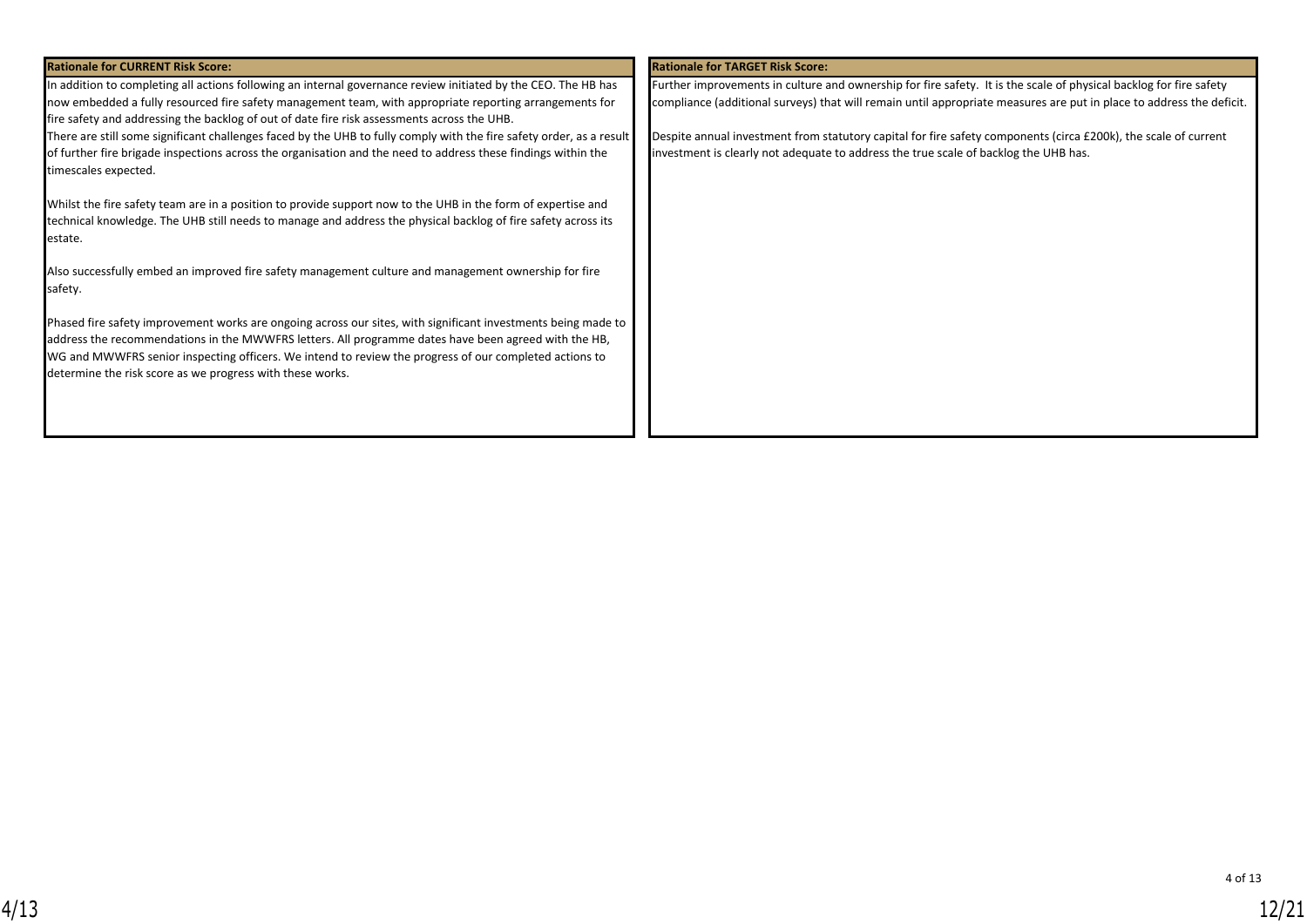| Rationale for CURRENT Risk Score: | Rationale for TARGET Risk Score: |
| --- | --- |
| In addition to completing all actions following an internal governance review initiated by the CEO. The HB has now embedded a fully resourced fire safety management team, with appropriate reporting arrangements for fire safety and addressing the backlog of out of date fire risk assessments across the UHB.<br>There are still some significant challenges faced by the UHB to fully comply with the fire safety order, as a result of further fire brigade inspections across the organisation and the need to address these findings within the timescales expected.<br><br>Whilst the fire safety team are in a position to provide support now to the UHB in the form of expertise and technical knowledge. The UHB still needs to manage and address the physical backlog of fire safety across its estate.<br><br>Also successfully embed an improved fire safety management culture and management ownership for fire safety.<br><br>Phased fire safety improvement works are ongoing across our sites, with significant investments being made to address the recommendations in the MWWFRS letters. All programme dates have been agreed with the HB, WG and MWWFRS senior inspecting officers. We intend to review the progress of our completed actions to determine the risk score as we progress with these works. | Further improvements in culture and ownership for fire safety. It is the scale of physical backlog for fire safety compliance (additional surveys) that will remain until appropriate measures are put in place to address the deficit.<br><br>Despite annual investment from statutory capital for fire safety components (circa £200k), the scale of current investment is clearly not adequate to address the true scale of backlog the UHB has. |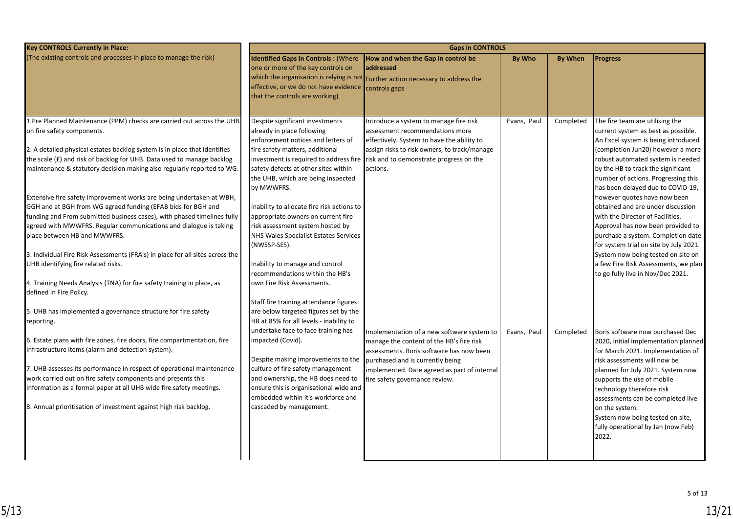| Key CONTROLS Currently in Place: (The existing controls and processes in place to manage the risk) | Gaps in CONTROLS | | | | |
|---|---|---|---|---|---|
| | **Identified Gaps in Controls :** (Where one or more of the key controls on which the organisation is relying is not effective, or we do not have evidence that the controls are working) | **How and when the Gap in control be addressed** Further action necessary to address the controls gaps | **By Who** | **By When** | **Progress** |
| 1.Pre Planned Maintenance (PPM) checks are carried out across the UHB on fire safety components.<br><br>2. A detailed physical estates backlog system is in place that identifies the scale (£) and risk of backlog for UHB. Data used to manage backlog maintenance & statutory decision making also regularly reported to WG.<br><br>Extensive fire safety improvement works are being undertaken at WBH, GGH and at BGH from WG agreed funding (EFAB bids for BGH and funding and From submitted business cases), with phased timelines fully agreed with MWWFRS. Regular communications and dialogue is taking place between HB and MWWFRS.<br><br>3. Individual Fire Risk Assessments (FRA's) in place for all sites across the UHB identifying fire related risks.<br><br>4. Training Needs Analysis (TNA) for fire safety training in place, as defined in Fire Policy.<br><br>5. UHB has implemented a governance structure for fire safety reporting.<br><br>6. Estate plans with fire zones, fire doors, fire compartmentation, fire infrastructure items (alarm and detection system).<br><br>7. UHB assesses its performance in respect of operational maintenance work carried out on fire safety components and presents this information as a formal paper at all UHB wide fire safety meetings.<br><br>8. Annual prioritisation of investment against high risk backlog. | Despite significant investments already in place following enforcement notices and letters of fire safety matters, additional investment is required to address fire safety defects at other sites within the UHB, which are being inspected by MWWFRS.<br><br>Inability to allocate fire risk actions to appropriate owners on current fire risk assessment system hosted by NHS Wales Specialist Estates Services (NWSSP-SES).<br><br>Inability to manage and control recommendations within the HB's own Fire Risk Assessments.<br><br>Staff fire training attendance figures are below targeted figures set by the HB at 85% for all levels - inability to undertake face to face training has impacted (Covid).<br><br>Despite making improvements to the culture of fire safety management and ownership, the HB does need to ensure this is organisational wide and embedded within it's workforce and cascaded by management. | Introduce a system to manage fire risk assessment recommendations more effectively. System to have the ability to assign risks to risk owners, to track/manage risk and to demonstrate progress on the actions. | Evans, Paul | Completed | The fire team are utilising the current system as best as possible. An Excel system is being introduced (completion Jun20) however a more robust automated system is needed by the HB to track the significant number of actions. Progressing this has been delayed due to COVID-19, however quotes have now been obtained and are under discussion with the Director of Facilities. Approval has now been provided to purchase a system. Completion date for system trial on site by July 2021. System now being tested on site on a few Fire Risk Assessments, we plan to go fully live in Nov/Dec 2021. |
| | | Implementation of a new software system to manage the content of the HB's fire risk assessments. Boris software has now been purchased and is currently being implemented. Date agreed as part of internal fire safety governance review. | Evans, Paul | Completed | Boris software now purchased Dec 2020, initial implementation planned for March 2021. Implementation of risk assessments will now be planned for July 2021. System now supports the use of mobile technology therefore risk assessments can be completed live on the system.<br>System now being tested on site, fully operational by Jan (now Feb) 2022. |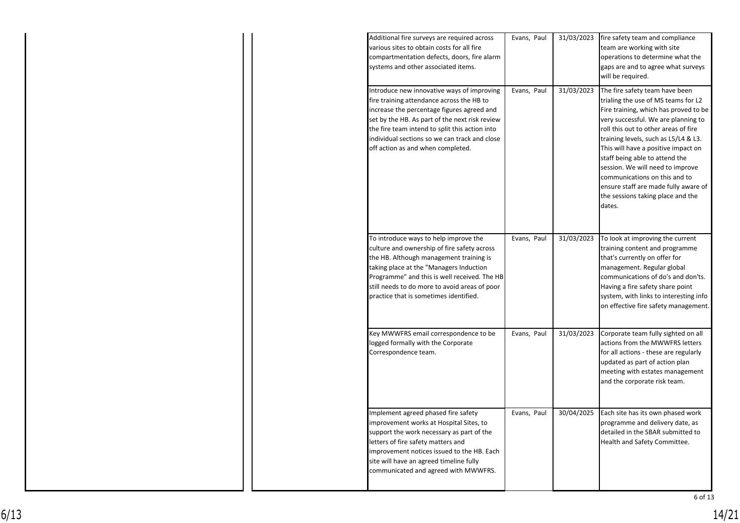| | | | | | |
|---|---|---|---|---|---|
| | | Additional fire surveys are required across various sites to obtain costs for all fire compartmentation defects, doors, fire alarm systems and other associated items. | Evans, Paul | 31/03/2023 | fire safety team and compliance team are working with site operations to determine what the gaps are and to agree what surveys will be required. |
| | | Introduce new innovative ways of improving fire training attendance across the HB to increase the percentage figures agreed and set by the HB. As part of the next risk review the fire team intend to split this action into individual sections so we can track and close off action as and when completed. | Evans, Paul | 31/03/2023 | The fire safety team have been trialing the use of MS teams for L2 Fire training, which has proved to be very successful. We are planning to roll this out to other areas of fire training levels, such as L5/L4 & L3. This will have a positive impact on staff being able to attend the session. We will need to improve communications on this and to ensure staff are made fully aware of the sessions taking place and the dates. |
| | | To introduce ways to help improve the culture and ownership of fire safety across the HB. Although management training is taking place at the "Managers Induction Programme" and this is well received. The HB still needs to do more to avoid areas of poor practice that is sometimes identified. | Evans, Paul | 31/03/2023 | To look at improving the current training content and programme that's currently on offer for management. Regular global communications of do's and don'ts. Having a fire safety share point system, with links to interesting info on effective fire safety management. |
| | | Key MWWFRS email correspondence to be logged formally with the Corporate Correspondence team. | Evans, Paul | 31/03/2023 | Corporate team fully sighted on all actions from the MWWFRS letters for all actions - these are regularly updated as part of action plan meeting with estates management and the corporate risk team. |
| | | Implement agreed phased fire safety improvement works at Hospital Sites, to support the work necessary as part of the letters of fire safety matters and improvement notices issued to the HB. Each site will have an agreed timeline fully communicated and agreed with MWWFRS. | Evans, Paul | 30/04/2025 | Each site has its own phased work programme and delivery date, as detailed in the SBAR submitted to Health and Safety Committee. |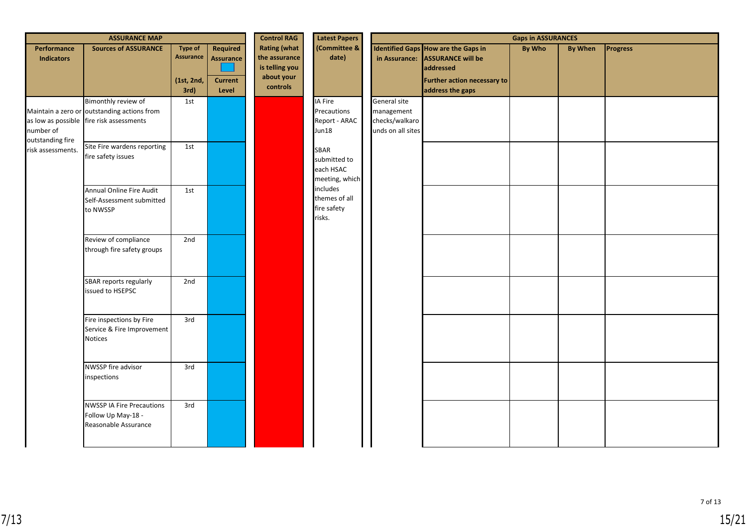| ASSURANCE MAP | | | | Control RAG Rating (what the assurance is telling you about your controls | Latest Papers (Committee & date) | Gaps in ASSURANCES | | | | |
|---|---|---|---|---|---|---|---|---|---|---|
| Performance Indicators | Sources of ASSURANCE | Type of Assurance (1st, 2nd, 3rd) | Required Assurance / Current Level | | | Identified Gaps in Assurance: | How are the Gaps in ASSURANCE will be addressed / Further action necessary to address the gaps | By Who | By When | Progress |
| Maintain a zero or as low as possible number of outstanding fire risk assessments. | Bimonthly review of outstanding actions from fire risk assessments | 1st | | | IA Fire Precautions Report - ARAC Jun18 | General site management checks/walkarounds on all sites | | | | |
| | Site Fire wardens reporting fire safety issues | 1st | | | SBAR submitted to each HSAC meeting, which includes themes of all fire safety risks. | | | | | |
| | Annual Online Fire Audit Self-Assessment submitted to NWSSP | 1st | | | | | | | | |
| | Review of compliance through fire safety groups | 2nd | | | | | | | | |
| | SBAR reports regularly issued to HSEPSC | 2nd | | | | | | | | |
| | Fire inspections by Fire Service & Fire Improvement Notices | 3rd | | | | | | | | |
| | NWSSP fire advisor inspections | 3rd | | | | | | | | |
| | NWSSP IA Fire Precautions Follow Up May-18 - Reasonable Assurance | 3rd | | | | | | | | |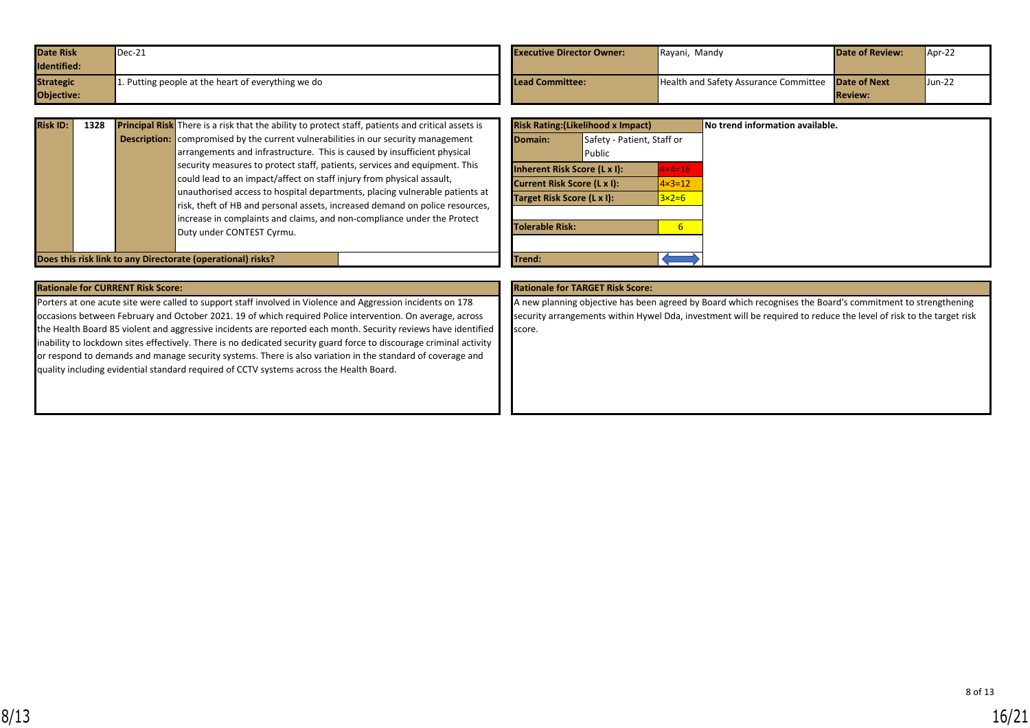| Date Risk Identified: | Dec-21 | Executive Director Owner: | Rayani, Mandy | Date of Review: | Apr-22 |
|---|---|---|---|---|---|
| Strategic Objective: | 1. Putting people at the heart of everything we do | Lead Committee: | Health and Safety Assurance Committee | Date of Next Review: | Jun-22 |

| Risk ID: | 1328 | Principal Risk Description: | There is a risk that the ability to protect staff, patients and critical assets is compromised by the current vulnerabilities in our security management arrangements and infrastructure. This is caused by insufficient physical security measures to protect staff, patients, services and equipment. This could lead to an impact/affect on staff injury from physical assault, unauthorised access to hospital departments, placing vulnerable patients at risk, theft of HB and personal assets, increased demand on police resources, increase in complaints and claims, and non-compliance under the Protect Duty under CONTEST Cymru. |
|---|---|---|---|

**Does this risk link to any Directorate (operational) risks?**

| Risk Rating:(Likelihood x Impact) | |
|---|---|
| Domain: | Safety - Patient, Staff or Public |
| Inherent Risk Score (L x I): | 4×4=16 |
| Current Risk Score (L x I): | 4×3=12 |
| Target Risk Score (L x I): | 3×2=6 |
| Tolerable Risk: | 6 |
| Trend: | ↔ |

**No trend information available.**

**Rationale for CURRENT Risk Score:**

Porters at one acute site were called to support staff involved in Violence and Aggression incidents on 178 occasions between February and October 2021. 19 of which required Police intervention. On average, across the Health Board 85 violent and aggressive incidents are reported each month. Security reviews have identified inability to lockdown sites effectively. There is no dedicated security guard force to discourage criminal activity or respond to demands and manage security systems. There is also variation in the standard of coverage and quality including evidential standard required of CCTV systems across the Health Board.

**Rationale for TARGET Risk Score:**

A new planning objective has been agreed by Board which recognises the Board's commitment to strengthening security arrangements within Hywel Dda, investment will be required to reduce the level of risk to the target risk score.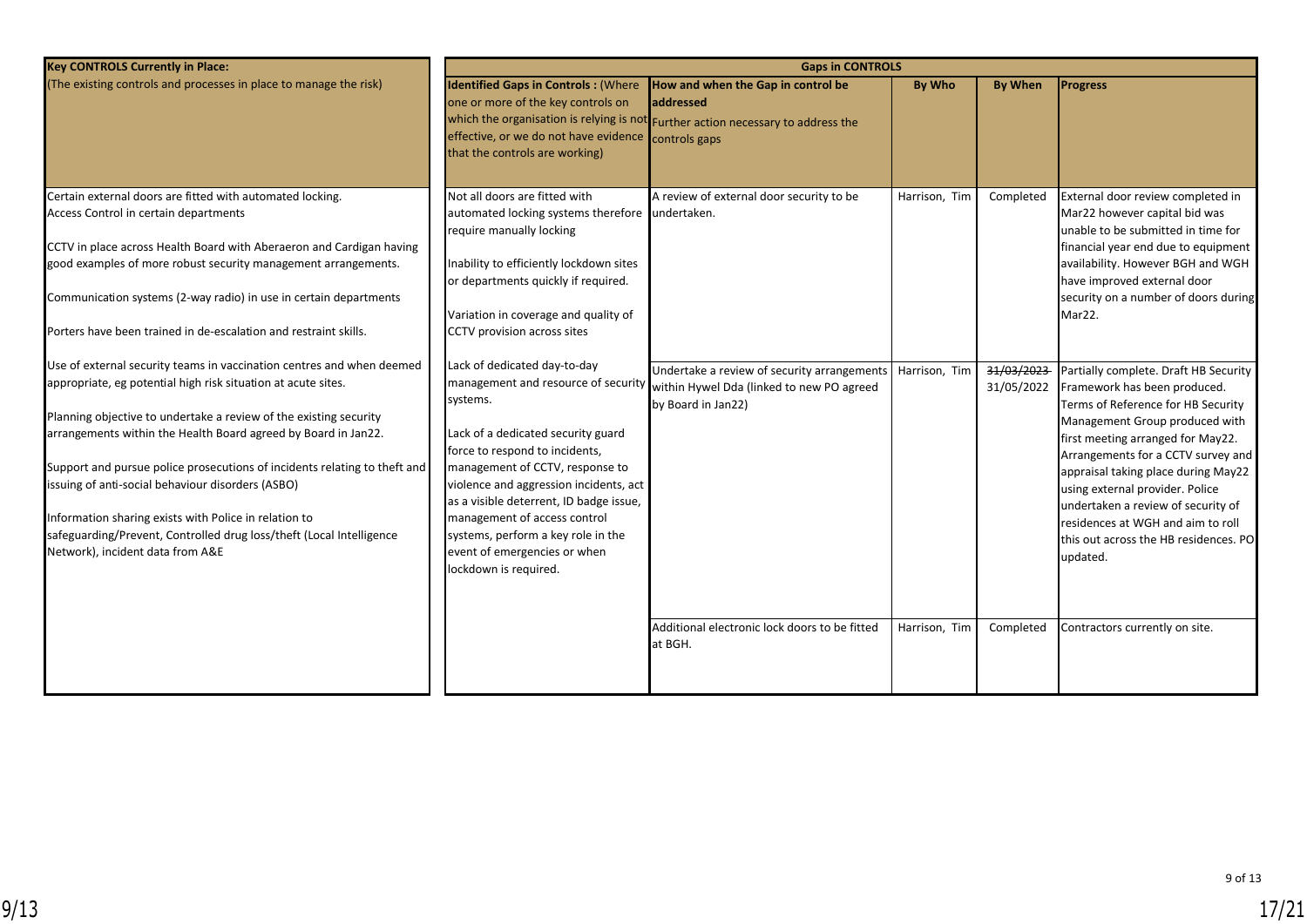| **Key CONTROLS Currently in Place:** | **Gaps in CONTROLS** | | | | |
|---|---|---|---|---|---|
| (The existing controls and processes in place to manage the risk) | **Identified Gaps in Controls : (Where one or more of the key controls on which the organisation is relying is not effective, or we do not have evidence that the controls are working)** | **How and when the Gap in control be addressed** Further action necessary to address the controls gaps | **By Who** | **By When** | **Progress** |
| Certain external doors are fitted with automated locking.<br>Access Control in certain departments<br><br>CCTV in place across Health Board with Aberaeron and Cardigan having good examples of more robust security management arrangements.<br><br>Communication systems (2-way radio) in use in certain departments<br><br>Porters have been trained in de-escalation and restraint skills.<br><br>Use of external security teams in vaccination centres and when deemed appropriate, eg potential high risk situation at acute sites.<br><br>Planning objective to undertake a review of the existing security arrangements within the Health Board agreed by Board in Jan22.<br><br>Support and pursue police prosecutions of incidents relating to theft and issuing of anti-social behaviour disorders (ASBO)<br><br>Information sharing exists with Police in relation to safeguarding/Prevent, Controlled drug loss/theft (Local Intelligence Network), incident data from A&E | Not all doors are fitted with automated locking systems therefore require manually locking<br><br>Inability to efficiently lockdown sites or departments quickly if required.<br><br>Variation in coverage and quality of CCTV provision across sites<br><br>Lack of dedicated day-to-day management and resource of security systems.<br><br>Lack of a dedicated security guard force to respond to incidents, management of CCTV, response to violence and aggression incidents, act as a visible deterrent, ID badge issue, management of access control systems, perform a key role in the event of emergencies or when lockdown is required. | A review of external door security to be undertaken. | Harrison, Tim | Completed | External door review completed in Mar22 however capital bid was unable to be submitted in time for financial year end due to equipment availability. However BGH and WGH have improved external door security on a number of doors during Mar22. |
| | | Undertake a review of security arrangements within Hywel Dda (linked to new PO agreed by Board in Jan22) | Harrison, Tim | ~~31/03/2023~~ 31/05/2022 | Partially complete. Draft HB Security Framework has been produced. Terms of Reference for HB Security Management Group produced with first meeting arranged for May22. Arrangements for a CCTV survey and appraisal taking place during May22 using external provider. Police undertaken a review of security of residences at WGH and aim to roll this out across the HB residences. PO updated. |
| | | Additional electronic lock doors to be fitted at BGH. | Harrison, Tim | Completed | Contractors currently on site. |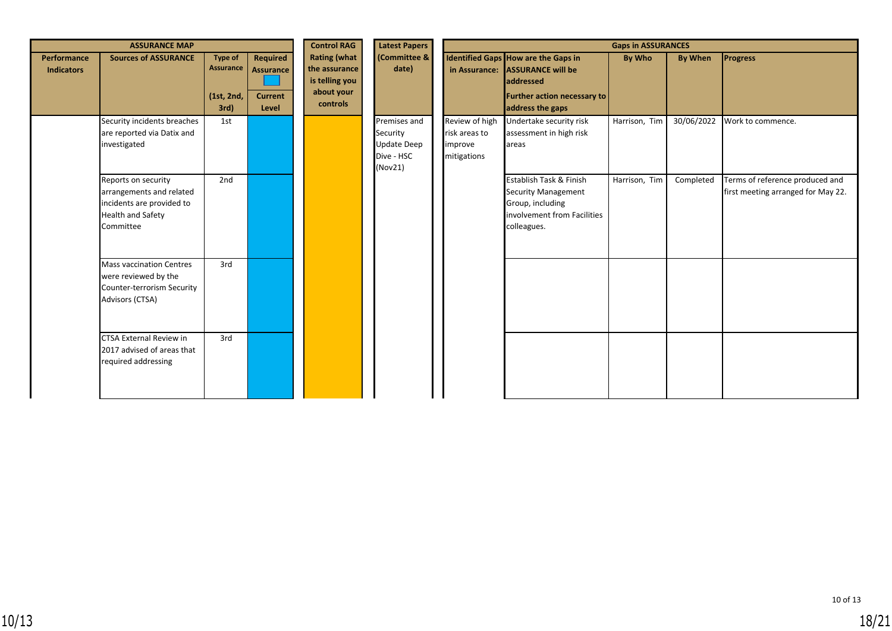| ASSURANCE MAP | | | | Control RAG | Latest Papers | Gaps in ASSURANCES | | | | |
|---|---|---|---|---|---|---|---|---|---|---|
| Performance Indicators | Sources of ASSURANCE | Type of Assurance (1st, 2nd, 3rd) | Required Assurance / Current Level | Rating (what the assurance is telling you about your controls | (Committee & date) | Identified Gaps in Assurance: | How are the Gaps in ASSURANCE will be addressed / Further action necessary to address the gaps | By Who | By When | Progress |
| | Security incidents breaches are reported via Datix and investigated | 1st | | | Premises and Security Update Deep Dive - HSC (Nov21) | Review of high risk areas to improve mitigations | Undertake security risk assessment in high risk areas | Harrison, Tim | 30/06/2022 | Work to commence. |
| | Reports on security arrangements and related incidents are provided to Health and Safety Committee | 2nd | | | | | Establish Task & Finish Security Management Group, including involvement from Facilities colleagues. | Harrison, Tim | Completed | Terms of reference produced and first meeting arranged for May 22. |
| | Mass vaccination Centres were reviewed by the Counter-terrorism Security Advisors (CTSA) | 3rd | | | | | | | | |
| | CTSA External Review in 2017 advised of areas that required addressing | 3rd | | | | | | | | |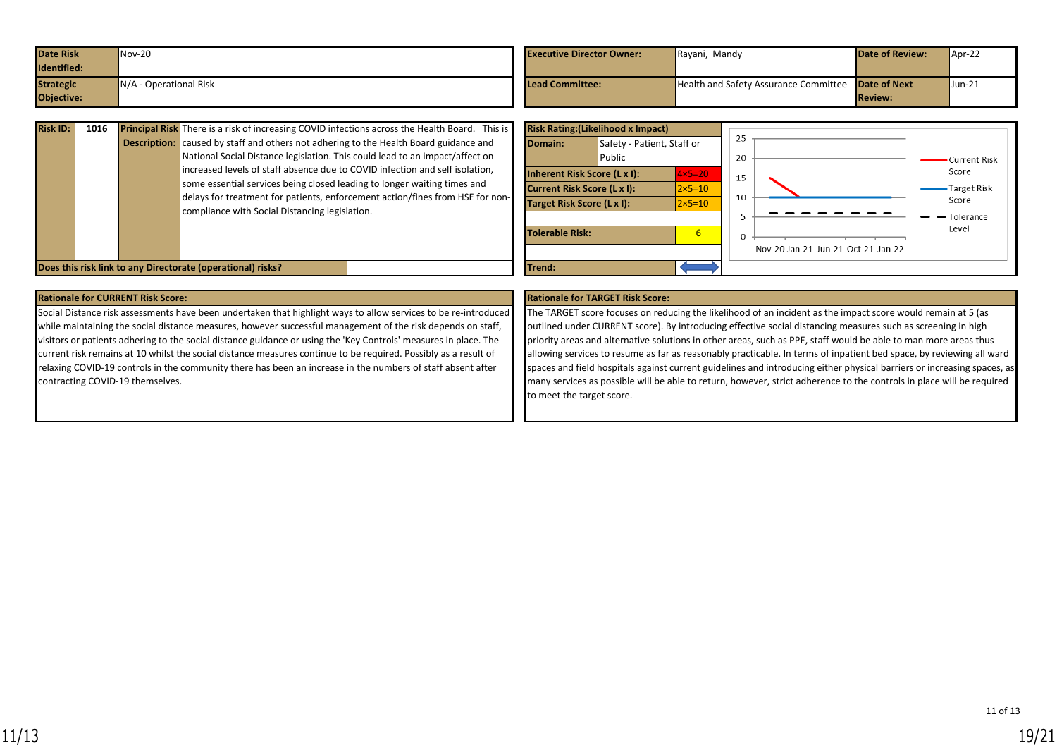| Date Risk Identified: | Nov-20 | Executive Director Owner: | Rayani, Mandy | Date of Review: | Apr-22 |
|---|---|---|---|---|---|
| Strategic Objective: | N/A - Operational Risk | Lead Committee: | Health and Safety Assurance Committee | Date of Next Review: | Jun-21 |

| Risk ID: | 1016 | Principal Risk Description: | There is a risk of increasing COVID infections across the Health Board. This is caused by staff and others not adhering to the Health Board guidance and National Social Distance legislation. This could lead to an impact/affect on increased levels of staff absence due to COVID infection and self isolation, some essential services being closed leading to longer waiting times and delays for treatment for patients, enforcement action/fines from HSE for non-compliance with Social Distancing legislation. |
|---|---|---|---|
| Does this risk link to any Directorate (operational) risks? | | | |

| Risk Rating:(Likelihood x Impact) | |
|---|---|
| Domain: | Safety - Patient, Staff or Public |
| Inherent Risk Score (L x I): | 4×5=20 |
| Current Risk Score (L x I): | 2×5=10 |
| Target Risk Score (L x I): | 2×5=10 |
| Tolerable Risk: | 6 |
| Trend: | ⟺ |

Chart: Current Risk Score, Target Risk Score, Tolerance Level (Nov-20, Jan-21, Jun-21, Oct-21, Jan-22; axis 0–25)

**Rationale for CURRENT Risk Score:**

Social Distance risk assessments have been undertaken that highlight ways to allow services to be re-introduced while maintaining the social distance measures, however successful management of the risk depends on staff, visitors or patients adhering to the social distance guidance or using the 'Key Controls' measures in place. The current risk remains at 10 whilst the social distance measures continue to be required. Possibly as a result of relaxing COVID-19 controls in the community there has been an increase in the numbers of staff absent after contracting COVID-19 themselves.

**Rationale for TARGET Risk Score:**

The TARGET score focuses on reducing the likelihood of an incident as the impact score would remain at 5 (as outlined under CURRENT score). By introducing effective social distancing measures such as screening in high priority areas and alternative solutions in other areas, such as PPE, staff would be able to man more areas thus allowing services to resume as far as reasonably practicable. In terms of inpatient bed space, by reviewing all ward spaces and field hospitals against current guidelines and introducing either physical barriers or increasing spaces, as many services as possible will be able to return, however, strict adherence to the controls in place will be required to meet the target score.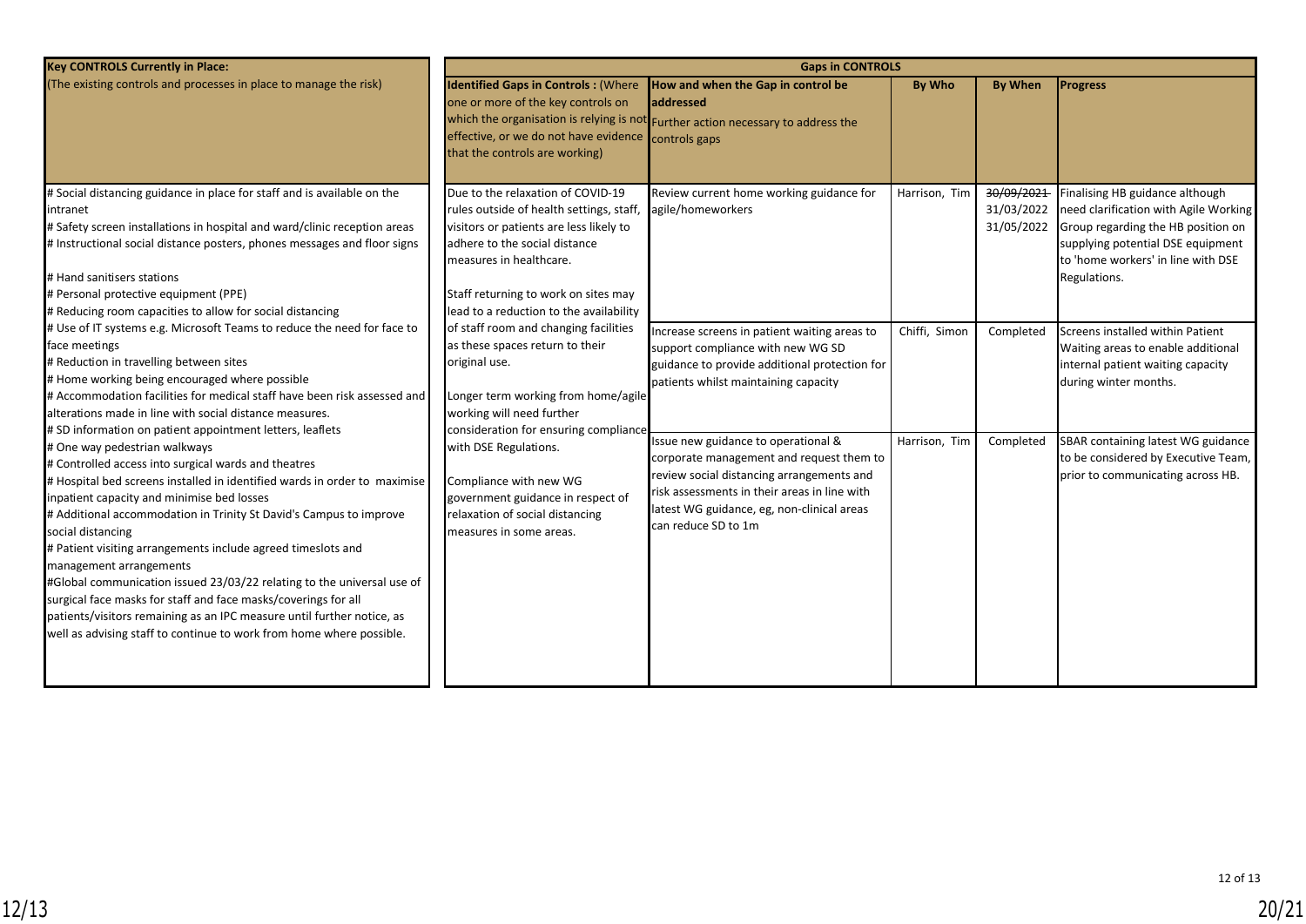| **Key CONTROLS Currently in Place:** (The existing controls and processes in place to manage the risk) | **Gaps in CONTROLS** | | | | |
|---|---|---|---|---|---|
| | **Identified Gaps in Controls :** (Where one or more of the key controls on which the organisation is relying is not effective, or we do not have evidence that the controls are working) | **How and when the Gap in control be addressed** Further action necessary to address the controls gaps | **By Who** | **By When** | **Progress** |
| # Social distancing guidance in place for staff and is available on the intranet<br># Safety screen installations in hospital and ward/clinic reception areas<br># Instructional social distance posters, phones messages and floor signs<br><br># Hand sanitisers stations<br># Personal protective equipment (PPE)<br># Reducing room capacities to allow for social distancing<br># Use of IT systems e.g. Microsoft Teams to reduce the need for face to face meetings<br># Reduction in travelling between sites<br># Home working being encouraged where possible<br># Accommodation facilities for medical staff have been risk assessed and alterations made in line with social distance measures.<br># SD information on patient appointment letters, leaflets<br># One way pedestrian walkways<br># Controlled access into surgical wards and theatres<br># Hospital bed screens installed in identified wards in order to maximise inpatient capacity and minimise bed losses<br># Additional accommodation in Trinity St David's Campus to improve social distancing<br># Patient visiting arrangements include agreed timeslots and management arrangements<br>#Global communication issued 23/03/22 relating to the universal use of surgical face masks for staff and face masks/coverings for all patients/visitors remaining as an IPC measure until further notice, as well as advising staff to continue to work from home where possible. | Due to the relaxation of COVID-19 rules outside of health settings, staff, visitors or patients are less likely to adhere to the social distance measures in healthcare.<br><br>Staff returning to work on sites may lead to a reduction to the availability of staff room and changing facilities as these spaces return to their original use.<br><br>Longer term working from home/agile working will need further consideration for ensuring compliance with DSE Regulations.<br><br>Compliance with new WG government guidance in respect of relaxation of social distancing measures in some areas. | Review current home working guidance for agile/homeworkers | Harrison, Tim | ~~30/09/2021~~<br>31/03/2022<br>31/05/2022 | Finalising HB guidance although need clarification with Agile Working Group regarding the HB position on supplying potential DSE equipment to 'home workers' in line with DSE Regulations. |
| | | Increase screens in patient waiting areas to support compliance with new WG SD guidance to provide additional protection for patients whilst maintaining capacity | Chiffi, Simon | Completed | Screens installed within Patient Waiting areas to enable additional internal patient waiting capacity during winter months. |
| | | Issue new guidance to operational & corporate management and request them to review social distancing arrangements and risk assessments in their areas in line with latest WG guidance, eg, non-clinical areas can reduce SD to 1m | Harrison, Tim | Completed | SBAR containing latest WG guidance to be considered by Executive Team, prior to communicating across HB. |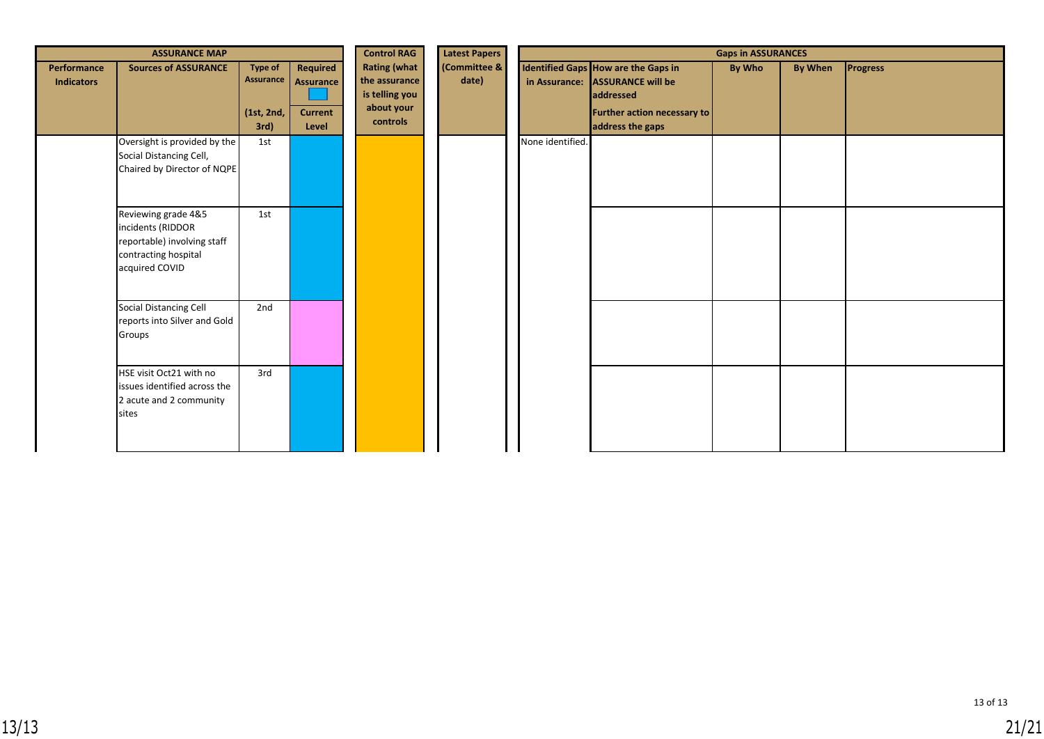| ASSURANCE MAP | | | | Control RAG Rating (what the assurance is telling you about your controls | Latest Papers (Committee & date) | Gaps in ASSURANCES | | | | |
|---|---|---|---|---|---|---|---|---|---|---|
| Performance Indicators | Sources of ASSURANCE | Type of Assurance (1st, 2nd, 3rd) | Required Assurance / Current Level | | | Identified Gaps in Assurance: | How are the Gaps in ASSURANCE will be addressed / Further action necessary to address the gaps | By Who | By When | Progress |
| | Oversight is provided by the Social Distancing Cell, Chaired by Director of NQPE | 1st | | | | None identified. | | | | |
| | Reviewing grade 4&5 incidents (RIDDOR reportable) involving staff contracting hospital acquired COVID | 1st | | | | | | | | |
| | Social Distancing Cell reports into Silver and Gold Groups | 2nd | | | | | | | | |
| | HSE visit Oct21 with no issues identified across the 2 acute and 2 community sites | 3rd | | | | | | | | |